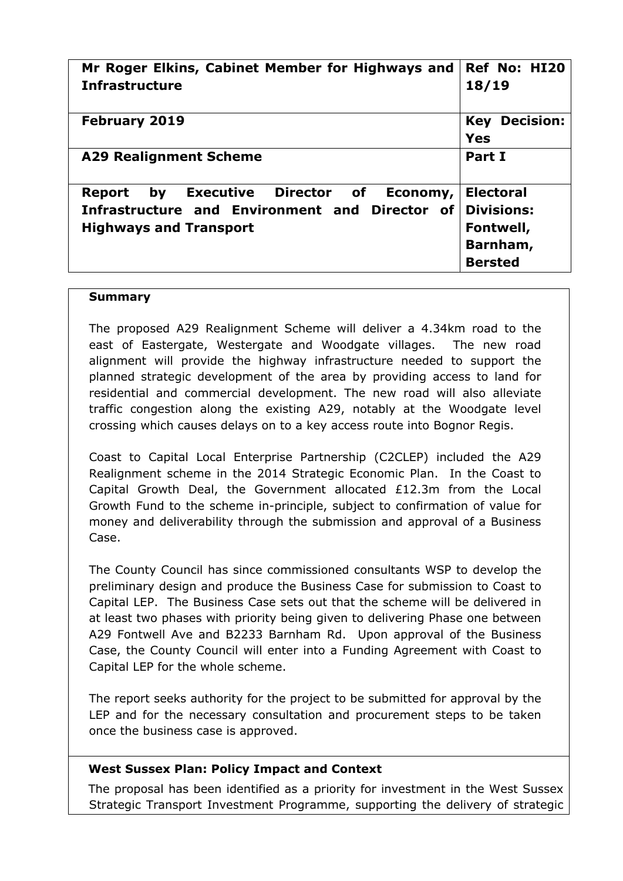| **Mr Roger Elkins, Cabinet Member for Highways and Infrastructure** | **Ref No: HI20 18/19** |
|---|---|
| **February 2019** | **Key Decision: Yes** |
| **A29 Realignment Scheme** | **Part I** |
| **Report by Executive Director of Economy, Infrastructure and Environment and Director of Highways and Transport** | **Electoral Divisions: Fontwell, Barnham, Bersted** |

**Summary**

The proposed A29 Realignment Scheme will deliver a 4.34km road to the east of Eastergate, Westergate and Woodgate villages. The new road alignment will provide the highway infrastructure needed to support the planned strategic development of the area by providing access to land for residential and commercial development. The new road will also alleviate traffic congestion along the existing A29, notably at the Woodgate level crossing which causes delays on to a key access route into Bognor Regis.

Coast to Capital Local Enterprise Partnership (C2CLEP) included the A29 Realignment scheme in the 2014 Strategic Economic Plan. In the Coast to Capital Growth Deal, the Government allocated £12.3m from the Local Growth Fund to the scheme in-principle, subject to confirmation of value for money and deliverability through the submission and approval of a Business Case.

The County Council has since commissioned consultants WSP to develop the preliminary design and produce the Business Case for submission to Coast to Capital LEP. The Business Case sets out that the scheme will be delivered in at least two phases with priority being given to delivering Phase one between A29 Fontwell Ave and B2233 Barnham Rd. Upon approval of the Business Case, the County Council will enter into a Funding Agreement with Coast to Capital LEP for the whole scheme.

The report seeks authority for the project to be submitted for approval by the LEP and for the necessary consultation and procurement steps to be taken once the business case is approved.

**West Sussex Plan: Policy Impact and Context**

The proposal has been identified as a priority for investment in the West Sussex Strategic Transport Investment Programme, supporting the delivery of strategic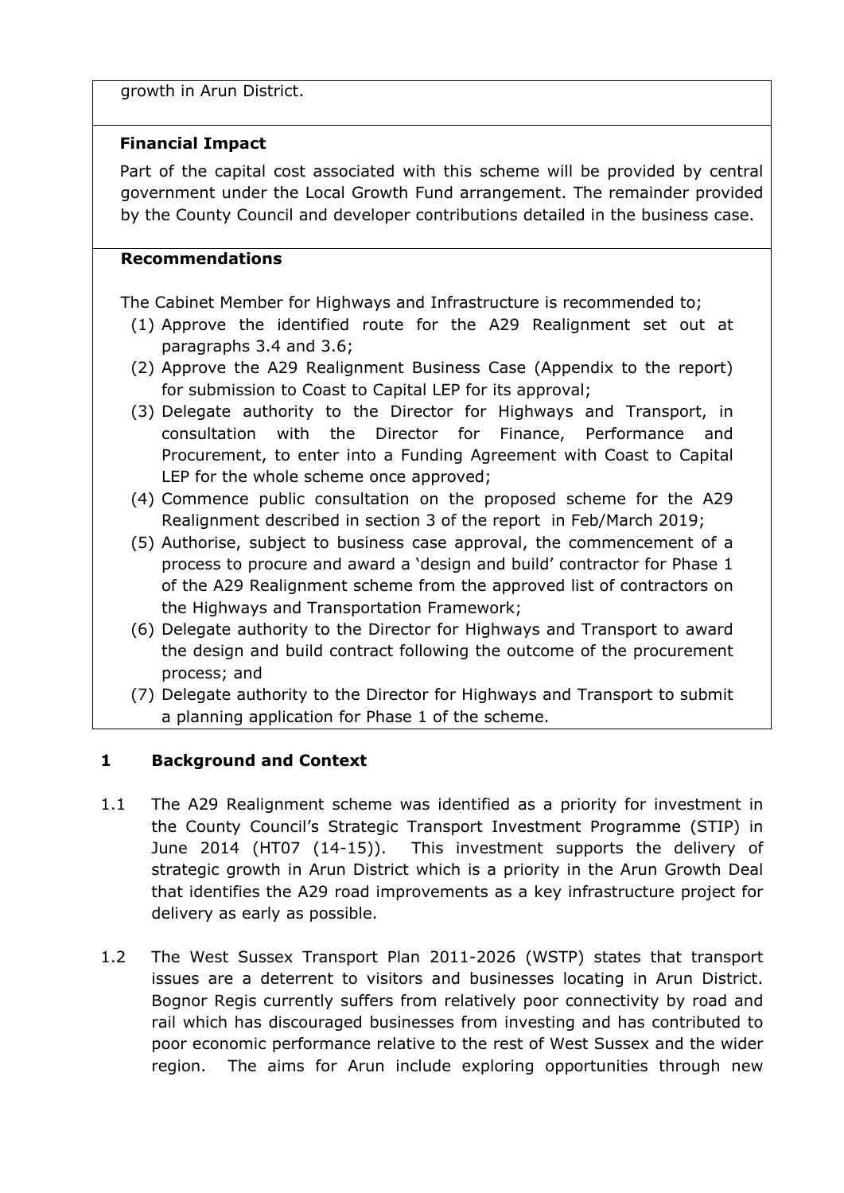growth in Arun District.

**Financial Impact**

Part of the capital cost associated with this scheme will be provided by central government under the Local Growth Fund arrangement. The remainder provided by the County Council and developer contributions detailed in the business case.

**Recommendations**

The Cabinet Member for Highways and Infrastructure is recommended to;

(1) Approve the identified route for the A29 Realignment set out at paragraphs 3.4 and 3.6;
(2) Approve the A29 Realignment Business Case (Appendix to the report) for submission to Coast to Capital LEP for its approval;
(3) Delegate authority to the Director for Highways and Transport, in consultation with the Director for Finance, Performance and Procurement, to enter into a Funding Agreement with Coast to Capital LEP for the whole scheme once approved;
(4) Commence public consultation on the proposed scheme for the A29 Realignment described in section 3 of the report in Feb/March 2019;
(5) Authorise, subject to business case approval, the commencement of a process to procure and award a 'design and build' contractor for Phase 1 of the A29 Realignment scheme from the approved list of contractors on the Highways and Transportation Framework;
(6) Delegate authority to the Director for Highways and Transport to award the design and build contract following the outcome of the procurement process; and
(7) Delegate authority to the Director for Highways and Transport to submit a planning application for Phase 1 of the scheme.

## 1 Background and Context

1.1 The A29 Realignment scheme was identified as a priority for investment in the County Council's Strategic Transport Investment Programme (STIP) in June 2014 (HT07 (14-15)). This investment supports the delivery of strategic growth in Arun District which is a priority in the Arun Growth Deal that identifies the A29 road improvements as a key infrastructure project for delivery as early as possible.

1.2 The West Sussex Transport Plan 2011-2026 (WSTP) states that transport issues are a deterrent to visitors and businesses locating in Arun District. Bognor Regis currently suffers from relatively poor connectivity by road and rail which has discouraged businesses from investing and has contributed to poor economic performance relative to the rest of West Sussex and the wider region. The aims for Arun include exploring opportunities through new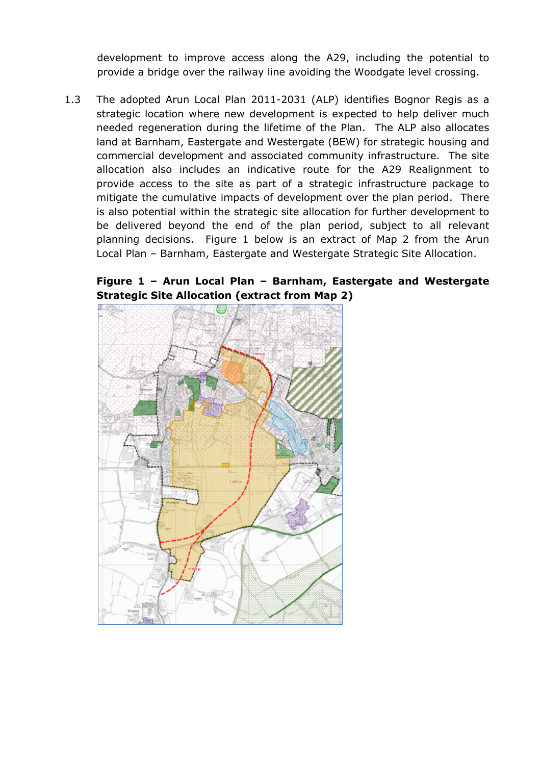development to improve access along the A29, including the potential to provide a bridge over the railway line avoiding the Woodgate level crossing.

1.3 The adopted Arun Local Plan 2011-2031 (ALP) identifies Bognor Regis as a strategic location where new development is expected to help deliver much needed regeneration during the lifetime of the Plan. The ALP also allocates land at Barnham, Eastergate and Westergate (BEW) for strategic housing and commercial development and associated community infrastructure. The site allocation also includes an indicative route for the A29 Realignment to provide access to the site as part of a strategic infrastructure package to mitigate the cumulative impacts of development over the plan period. There is also potential within the strategic site allocation for further development to be delivered beyond the end of the plan period, subject to all relevant planning decisions. Figure 1 below is an extract of Map 2 from the Arun Local Plan – Barnham, Eastergate and Westergate Strategic Site Allocation.

**Figure 1 – Arun Local Plan – Barnham, Eastergate and Westergate Strategic Site Allocation (extract from Map 2)**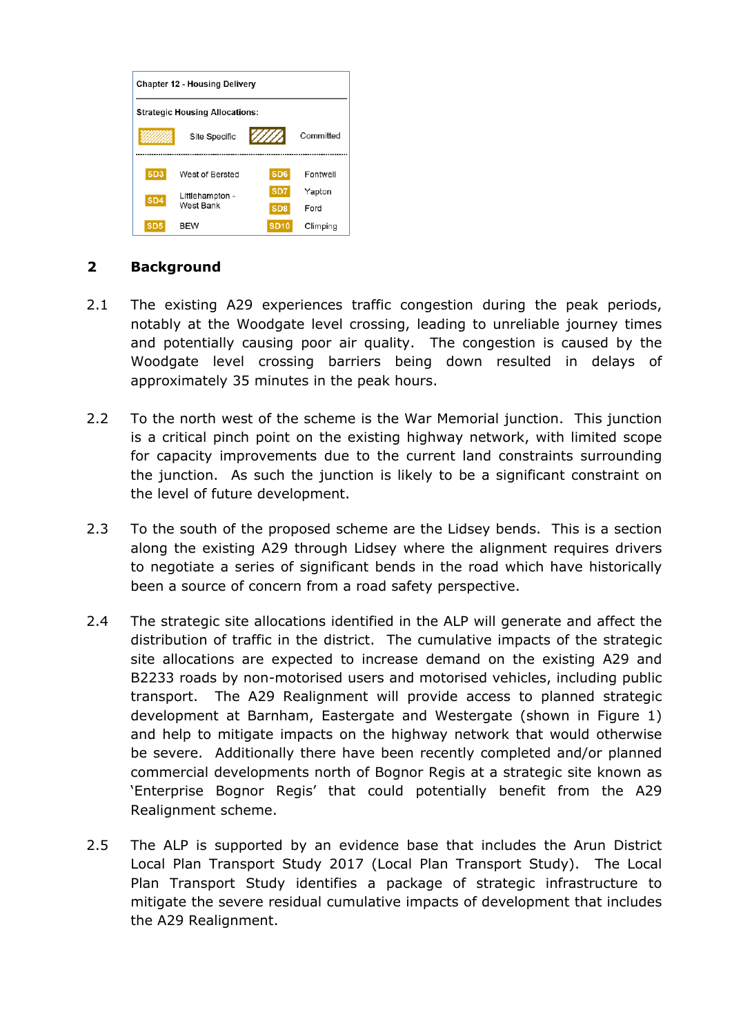Chapter 12 - Housing Delivery

Strategic Housing Allocations:

Site Specific | Committed

| | | | |
|---|---|---|---|
| SD3 | West of Bersted | SD6 | Fontwell |
| SD4 | Littlehampton - West Bank | SD7 | Yapton |
| | | SD8 | Ford |
| SD5 | BEW | SD10 | Climping |

## 2 Background

2.1 The existing A29 experiences traffic congestion during the peak periods, notably at the Woodgate level crossing, leading to unreliable journey times and potentially causing poor air quality. The congestion is caused by the Woodgate level crossing barriers being down resulted in delays of approximately 35 minutes in the peak hours.

2.2 To the north west of the scheme is the War Memorial junction. This junction is a critical pinch point on the existing highway network, with limited scope for capacity improvements due to the current land constraints surrounding the junction. As such the junction is likely to be a significant constraint on the level of future development.

2.3 To the south of the proposed scheme are the Lidsey bends. This is a section along the existing A29 through Lidsey where the alignment requires drivers to negotiate a series of significant bends in the road which have historically been a source of concern from a road safety perspective.

2.4 The strategic site allocations identified in the ALP will generate and affect the distribution of traffic in the district. The cumulative impacts of the strategic site allocations are expected to increase demand on the existing A29 and B2233 roads by non-motorised users and motorised vehicles, including public transport. The A29 Realignment will provide access to planned strategic development at Barnham, Eastergate and Westergate (shown in Figure 1) and help to mitigate impacts on the highway network that would otherwise be severe. Additionally there have been recently completed and/or planned commercial developments north of Bognor Regis at a strategic site known as 'Enterprise Bognor Regis' that could potentially benefit from the A29 Realignment scheme.

2.5 The ALP is supported by an evidence base that includes the Arun District Local Plan Transport Study 2017 (Local Plan Transport Study). The Local Plan Transport Study identifies a package of strategic infrastructure to mitigate the severe residual cumulative impacts of development that includes the A29 Realignment.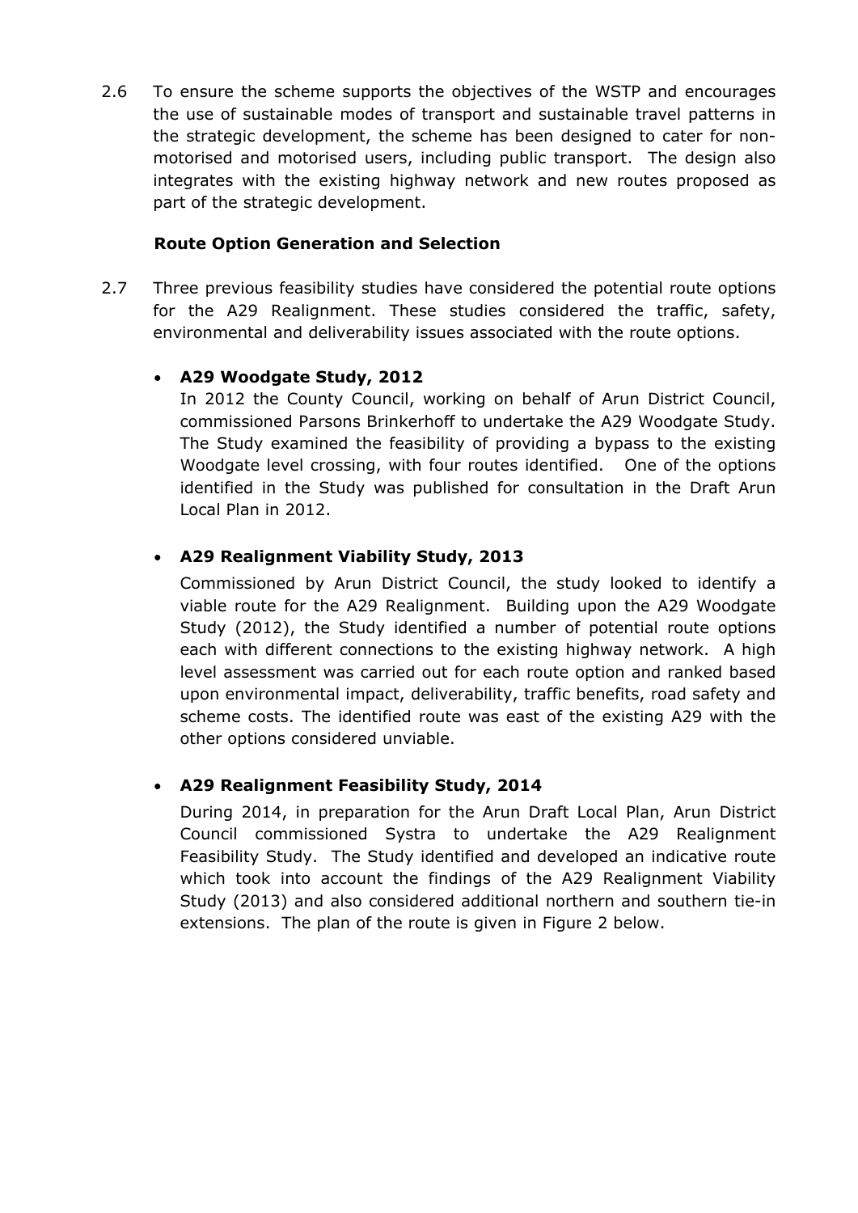2.6 To ensure the scheme supports the objectives of the WSTP and encourages the use of sustainable modes of transport and sustainable travel patterns in the strategic development, the scheme has been designed to cater for non-motorised and motorised users, including public transport. The design also integrates with the existing highway network and new routes proposed as part of the strategic development.

**Route Option Generation and Selection**

2.7 Three previous feasibility studies have considered the potential route options for the A29 Realignment. These studies considered the traffic, safety, environmental and deliverability issues associated with the route options.

- **A29 Woodgate Study, 2012**

  In 2012 the County Council, working on behalf of Arun District Council, commissioned Parsons Brinkerhoff to undertake the A29 Woodgate Study. The Study examined the feasibility of providing a bypass to the existing Woodgate level crossing, with four routes identified. One of the options identified in the Study was published for consultation in the Draft Arun Local Plan in 2012.

- **A29 Realignment Viability Study, 2013**

  Commissioned by Arun District Council, the study looked to identify a viable route for the A29 Realignment. Building upon the A29 Woodgate Study (2012), the Study identified a number of potential route options each with different connections to the existing highway network. A high level assessment was carried out for each route option and ranked based upon environmental impact, deliverability, traffic benefits, road safety and scheme costs. The identified route was east of the existing A29 with the other options considered unviable.

- **A29 Realignment Feasibility Study, 2014**

  During 2014, in preparation for the Arun Draft Local Plan, Arun District Council commissioned Systra to undertake the A29 Realignment Feasibility Study. The Study identified and developed an indicative route which took into account the findings of the A29 Realignment Viability Study (2013) and also considered additional northern and southern tie-in extensions. The plan of the route is given in Figure 2 below.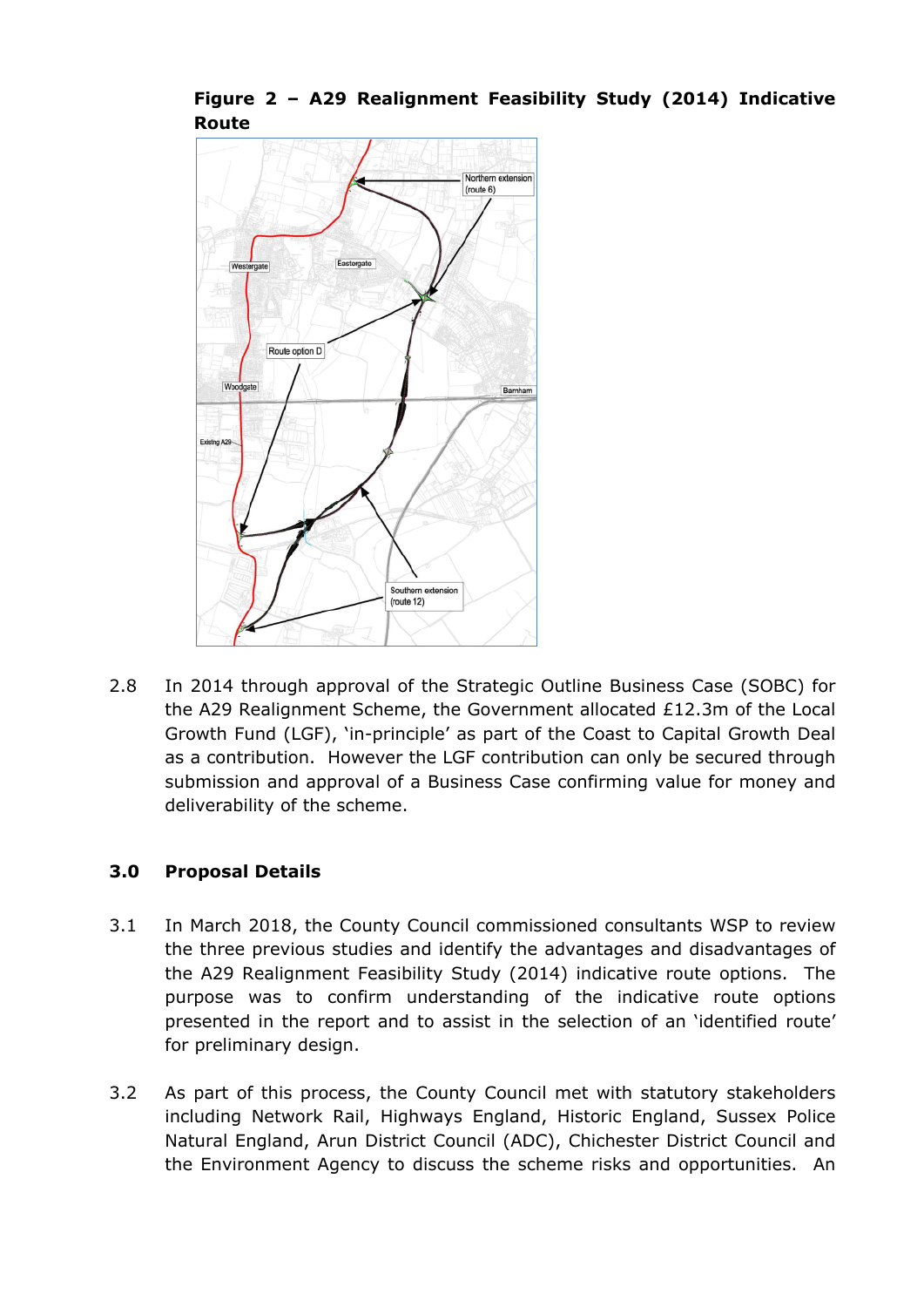**Figure 2 – A29 Realignment Feasibility Study (2014) Indicative Route**

2.8 In 2014 through approval of the Strategic Outline Business Case (SOBC) for the A29 Realignment Scheme, the Government allocated £12.3m of the Local Growth Fund (LGF), 'in-principle' as part of the Coast to Capital Growth Deal as a contribution. However the LGF contribution can only be secured through submission and approval of a Business Case confirming value for money and deliverability of the scheme.

## 3.0 Proposal Details

3.1 In March 2018, the County Council commissioned consultants WSP to review the three previous studies and identify the advantages and disadvantages of the A29 Realignment Feasibility Study (2014) indicative route options. The purpose was to confirm understanding of the indicative route options presented in the report and to assist in the selection of an 'identified route' for preliminary design.

3.2 As part of this process, the County Council met with statutory stakeholders including Network Rail, Highways England, Historic England, Sussex Police Natural England, Arun District Council (ADC), Chichester District Council and the Environment Agency to discuss the scheme risks and opportunities. An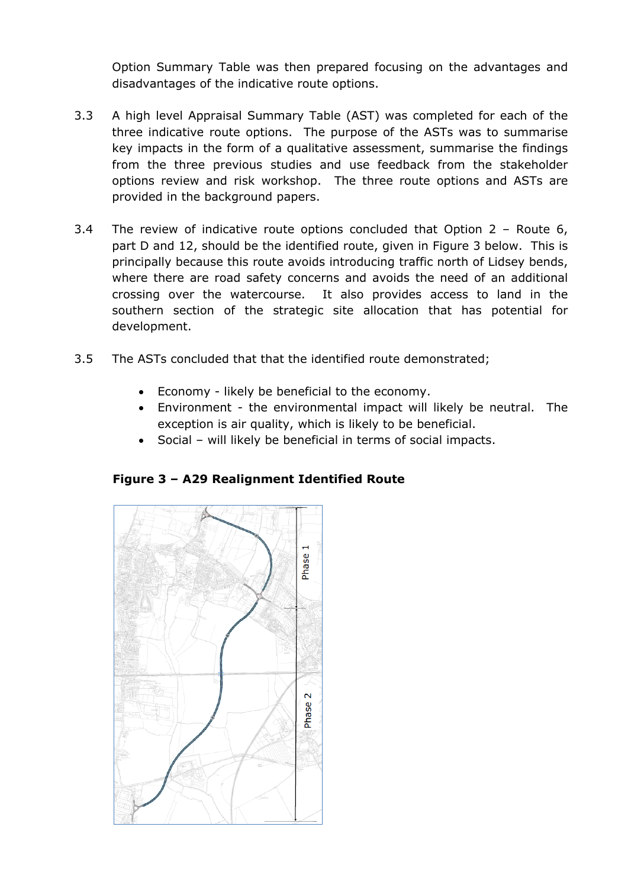Option Summary Table was then prepared focusing on the advantages and disadvantages of the indicative route options.

3.3 A high level Appraisal Summary Table (AST) was completed for each of the three indicative route options. The purpose of the ASTs was to summarise key impacts in the form of a qualitative assessment, summarise the findings from the three previous studies and use feedback from the stakeholder options review and risk workshop. The three route options and ASTs are provided in the background papers.

3.4 The review of indicative route options concluded that Option 2 – Route 6, part D and 12, should be the identified route, given in Figure 3 below. This is principally because this route avoids introducing traffic north of Lidsey bends, where there are road safety concerns and avoids the need of an additional crossing over the watercourse. It also provides access to land in the southern section of the strategic site allocation that has potential for development.

3.5 The ASTs concluded that that the identified route demonstrated;

- Economy - likely be beneficial to the economy.
- Environment - the environmental impact will likely be neutral. The exception is air quality, which is likely to be beneficial.
- Social – will likely be beneficial in terms of social impacts.

**Figure 3 – A29 Realignment Identified Route**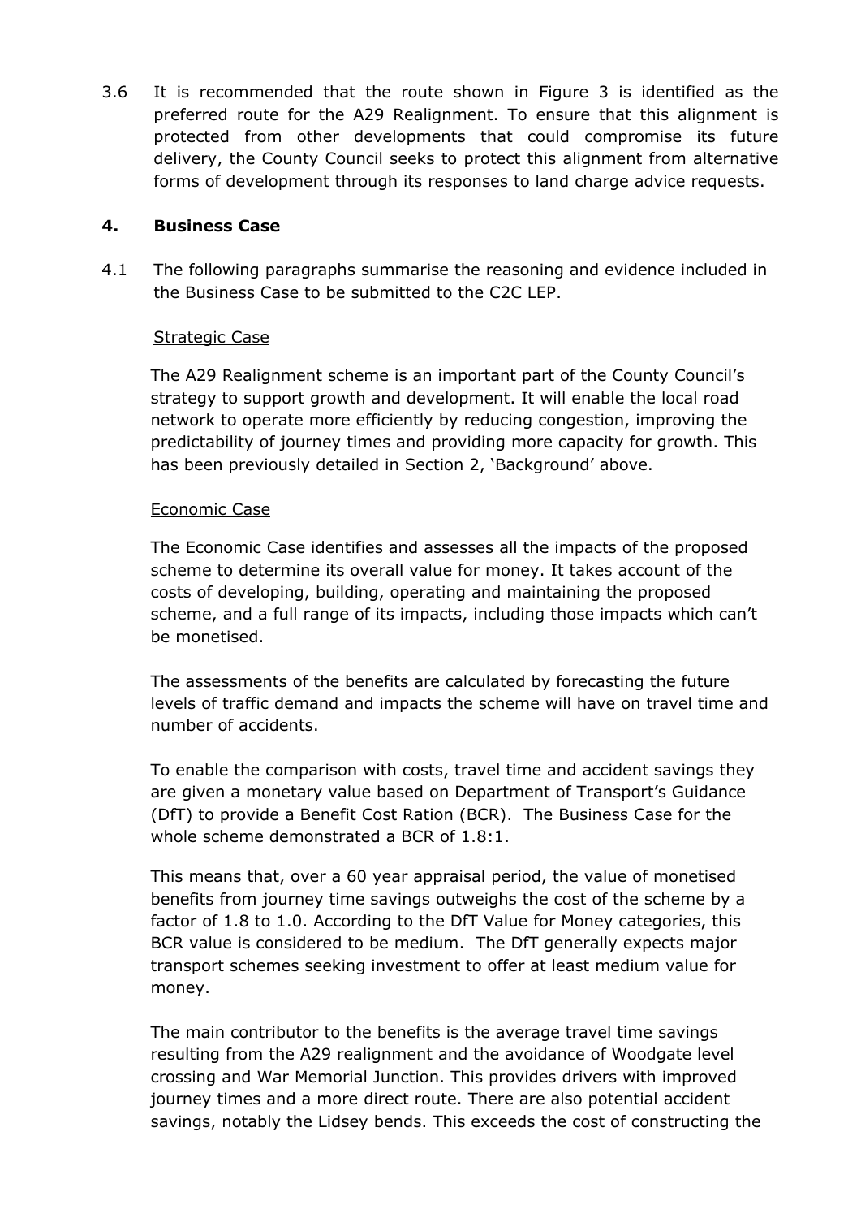3.6 It is recommended that the route shown in Figure 3 is identified as the preferred route for the A29 Realignment. To ensure that this alignment is protected from other developments that could compromise its future delivery, the County Council seeks to protect this alignment from alternative forms of development through its responses to land charge advice requests.

## 4. Business Case

4.1 The following paragraphs summarise the reasoning and evidence included in the Business Case to be submitted to the C2C LEP.

<u>Strategic Case</u>

The A29 Realignment scheme is an important part of the County Council's strategy to support growth and development. It will enable the local road network to operate more efficiently by reducing congestion, improving the predictability of journey times and providing more capacity for growth. This has been previously detailed in Section 2, 'Background' above.

<u>Economic Case</u>

The Economic Case identifies and assesses all the impacts of the proposed scheme to determine its overall value for money. It takes account of the costs of developing, building, operating and maintaining the proposed scheme, and a full range of its impacts, including those impacts which can't be monetised.

The assessments of the benefits are calculated by forecasting the future levels of traffic demand and impacts the scheme will have on travel time and number of accidents.

To enable the comparison with costs, travel time and accident savings they are given a monetary value based on Department of Transport's Guidance (DfT) to provide a Benefit Cost Ration (BCR). The Business Case for the whole scheme demonstrated a BCR of 1.8:1.

This means that, over a 60 year appraisal period, the value of monetised benefits from journey time savings outweighs the cost of the scheme by a factor of 1.8 to 1.0. According to the DfT Value for Money categories, this BCR value is considered to be medium. The DfT generally expects major transport schemes seeking investment to offer at least medium value for money.

The main contributor to the benefits is the average travel time savings resulting from the A29 realignment and the avoidance of Woodgate level crossing and War Memorial Junction. This provides drivers with improved journey times and a more direct route. There are also potential accident savings, notably the Lidsey bends. This exceeds the cost of constructing the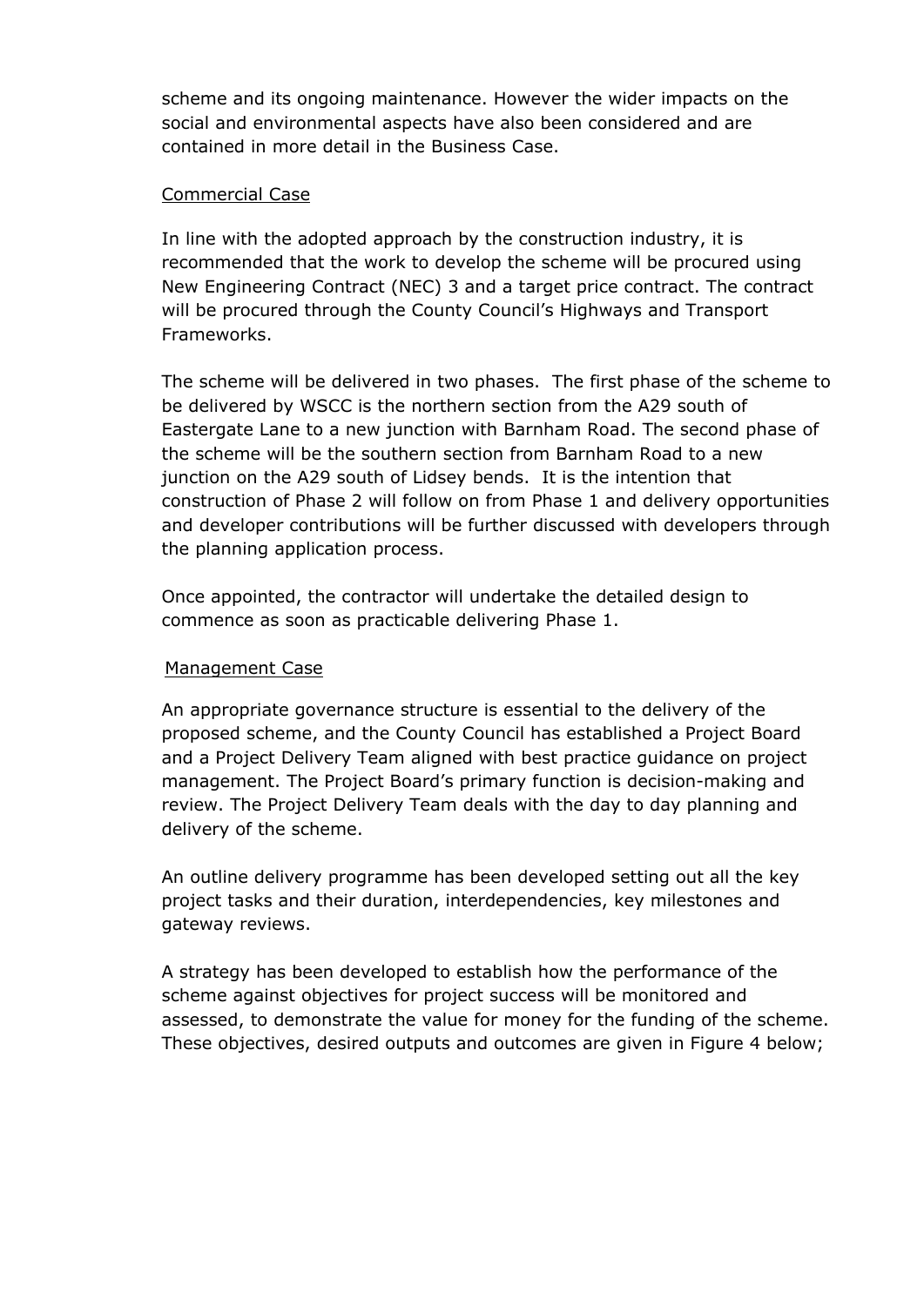scheme and its ongoing maintenance. However the wider impacts on the social and environmental aspects have also been considered and are contained in more detail in the Business Case.

Commercial Case

In line with the adopted approach by the construction industry, it is recommended that the work to develop the scheme will be procured using New Engineering Contract (NEC) 3 and a target price contract. The contract will be procured through the County Council's Highways and Transport Frameworks.

The scheme will be delivered in two phases. The first phase of the scheme to be delivered by WSCC is the northern section from the A29 south of Eastergate Lane to a new junction with Barnham Road. The second phase of the scheme will be the southern section from Barnham Road to a new junction on the A29 south of Lidsey bends. It is the intention that construction of Phase 2 will follow on from Phase 1 and delivery opportunities and developer contributions will be further discussed with developers through the planning application process.

Once appointed, the contractor will undertake the detailed design to commence as soon as practicable delivering Phase 1.

Management Case

An appropriate governance structure is essential to the delivery of the proposed scheme, and the County Council has established a Project Board and a Project Delivery Team aligned with best practice guidance on project management. The Project Board's primary function is decision-making and review. The Project Delivery Team deals with the day to day planning and delivery of the scheme.

An outline delivery programme has been developed setting out all the key project tasks and their duration, interdependencies, key milestones and gateway reviews.

A strategy has been developed to establish how the performance of the scheme against objectives for project success will be monitored and assessed, to demonstrate the value for money for the funding of the scheme. These objectives, desired outputs and outcomes are given in Figure 4 below;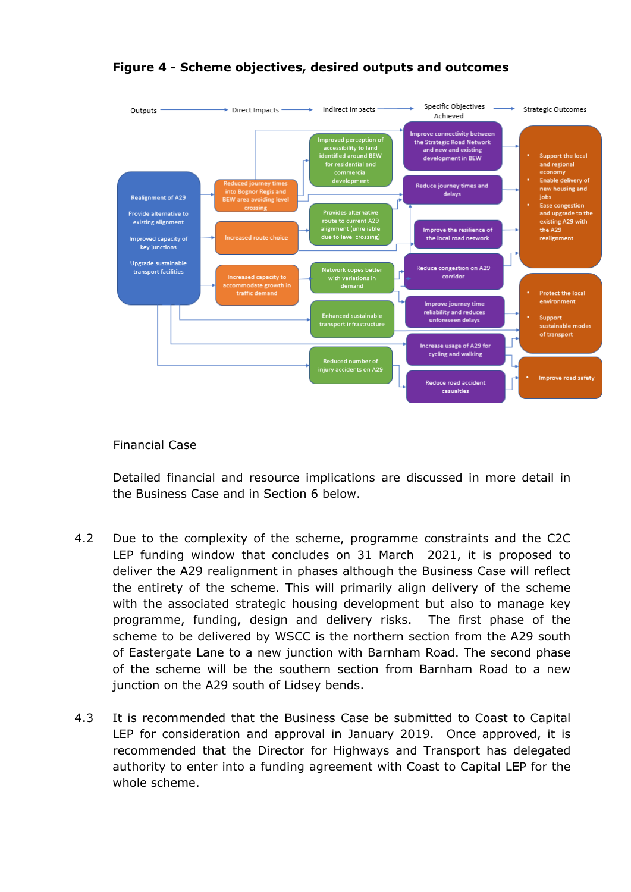**Figure 4 - Scheme objectives, desired outputs and outcomes**

Outputs → Direct Impacts → Indirect Impacts → Specific Objectives Achieved → Strategic Outcomes

**Outputs**
- Realignment of A29
- Provide alternative to existing alignment
- Improved capacity of key junctions
- Upgrade sustainable transport facilities

**Direct Impacts**
- Reduced journey times into Bognor Regis and BEW area avoiding level crossing
- Increased route choice
- Increased capacity to accommodate growth in traffic demand

**Indirect Impacts**
- Improved perception of accessibility to land identified around BEW for residential and commercial development
- Provides alternative route to current A29 alignment (unreliable due to level crossing)
- Network copes better with variations in demand
- Enhanced sustainable transport infrastructure
- Reduced number of injury accidents on A29

**Specific Objectives Achieved**
- Improve connectivity between the Strategic Road Network and new and existing development in BEW
- Reduce journey times and delays
- Improve the resilience of the local road network
- Reduce congestion on A29 corridor
- Improve journey time reliability and reduces unforeseen delays
- Increase usage of A29 for cycling and walking
- Reduce road accident casualties

**Strategic Outcomes**
- Support the local and regional economy
- Enable delivery of new housing and jobs
- Ease congestion and upgrade to the existing A29 with the A29 realignment
- Protect the local environment
- Support sustainable modes of transport
- Improve road safety

Financial Case

Detailed financial and resource implications are discussed in more detail in the Business Case and in Section 6 below.

4.2 Due to the complexity of the scheme, programme constraints and the C2C LEP funding window that concludes on 31 March 2021, it is proposed to deliver the A29 realignment in phases although the Business Case will reflect the entirety of the scheme. This will primarily align delivery of the scheme with the associated strategic housing development but also to manage key programme, funding, design and delivery risks. The first phase of the scheme to be delivered by WSCC is the northern section from the A29 south of Eastergate Lane to a new junction with Barnham Road. The second phase of the scheme will be the southern section from Barnham Road to a new junction on the A29 south of Lidsey bends.

4.3 It is recommended that the Business Case be submitted to Coast to Capital LEP for consideration and approval in January 2019. Once approved, it is recommended that the Director for Highways and Transport has delegated authority to enter into a funding agreement with Coast to Capital LEP for the whole scheme.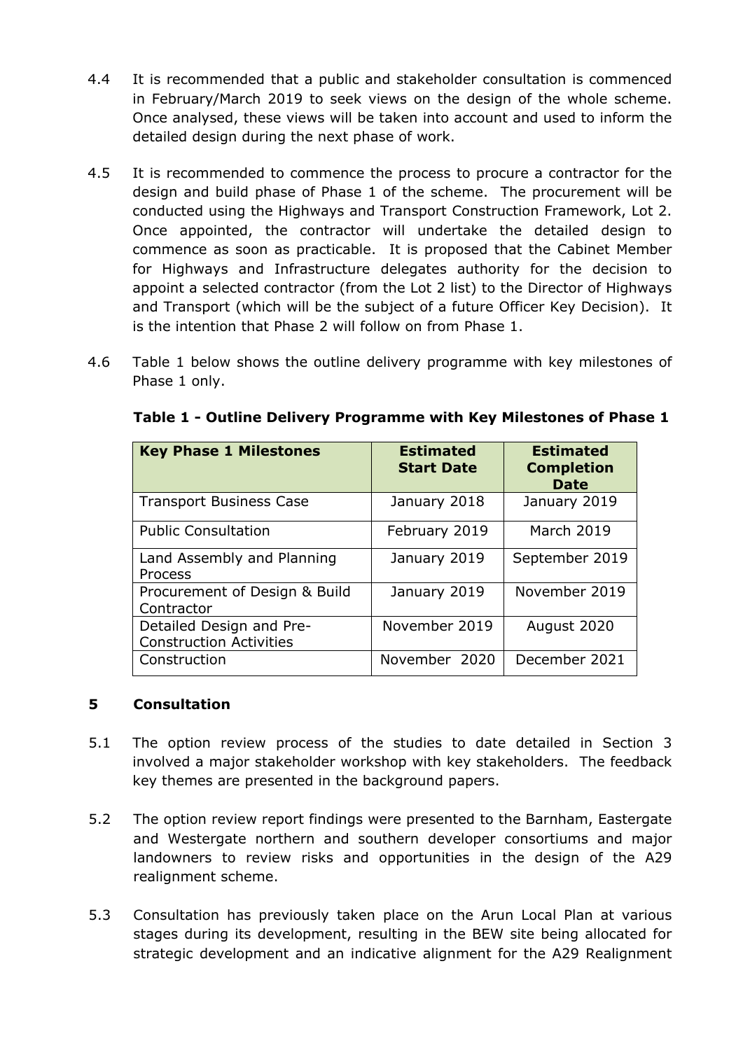4.4 It is recommended that a public and stakeholder consultation is commenced in February/March 2019 to seek views on the design of the whole scheme. Once analysed, these views will be taken into account and used to inform the detailed design during the next phase of work.

4.5 It is recommended to commence the process to procure a contractor for the design and build phase of Phase 1 of the scheme. The procurement will be conducted using the Highways and Transport Construction Framework, Lot 2. Once appointed, the contractor will undertake the detailed design to commence as soon as practicable. It is proposed that the Cabinet Member for Highways and Infrastructure delegates authority for the decision to appoint a selected contractor (from the Lot 2 list) to the Director of Highways and Transport (which will be the subject of a future Officer Key Decision). It is the intention that Phase 2 will follow on from Phase 1.

4.6 Table 1 below shows the outline delivery programme with key milestones of Phase 1 only.

**Table 1 - Outline Delivery Programme with Key Milestones of Phase 1**

| Key Phase 1 Milestones | Estimated Start Date | Estimated Completion Date |
|---|---|---|
| Transport Business Case | January 2018 | January 2019 |
| Public Consultation | February 2019 | March 2019 |
| Land Assembly and Planning Process | January 2019 | September 2019 |
| Procurement of Design & Build Contractor | January 2019 | November 2019 |
| Detailed Design and Pre-Construction Activities | November 2019 | August 2020 |
| Construction | November 2020 | December 2021 |

## 5 Consultation

5.1 The option review process of the studies to date detailed in Section 3 involved a major stakeholder workshop with key stakeholders. The feedback key themes are presented in the background papers.

5.2 The option review report findings were presented to the Barnham, Eastergate and Westergate northern and southern developer consortiums and major landowners to review risks and opportunities in the design of the A29 realignment scheme.

5.3 Consultation has previously taken place on the Arun Local Plan at various stages during its development, resulting in the BEW site being allocated for strategic development and an indicative alignment for the A29 Realignment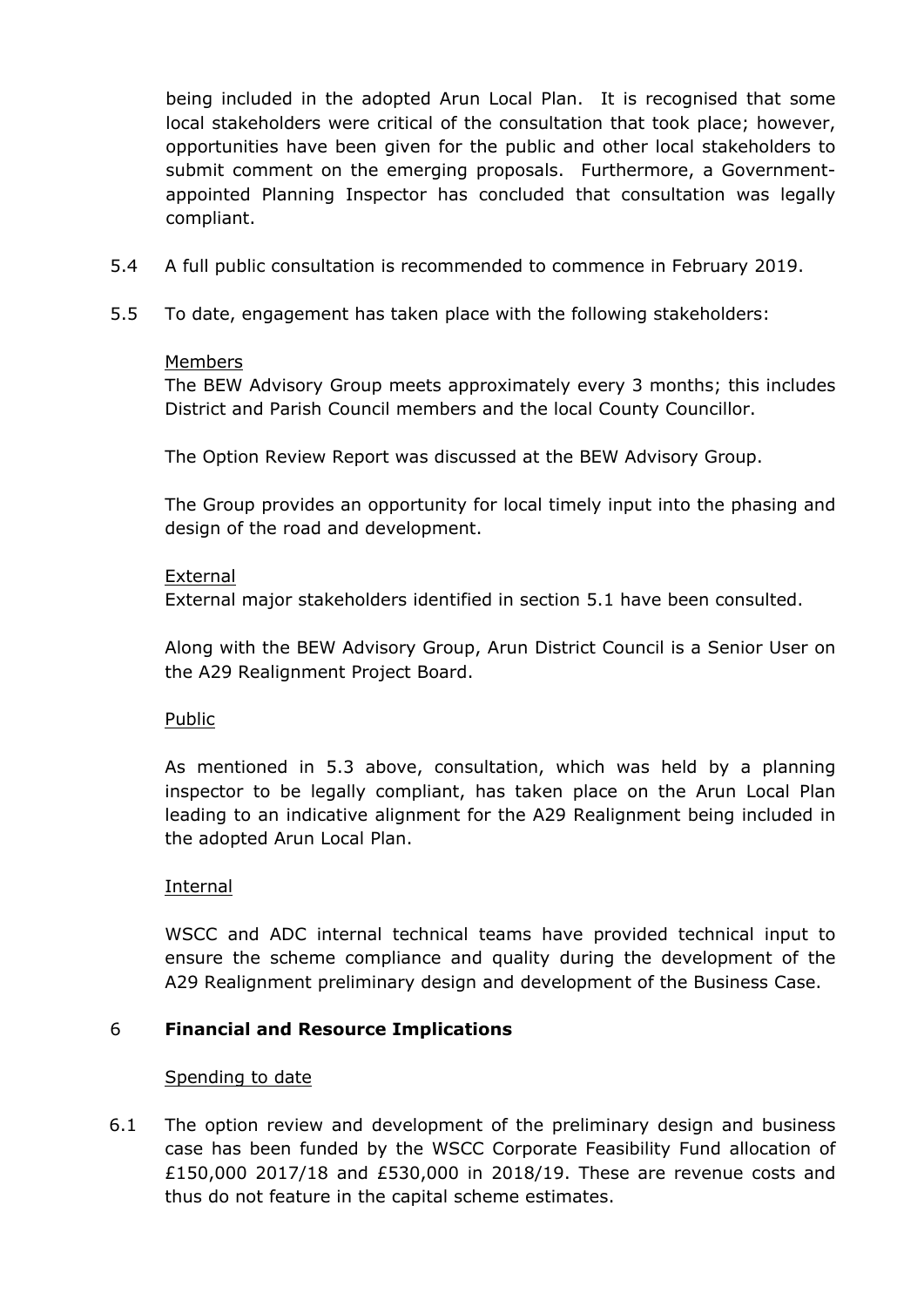being included in the adopted Arun Local Plan. It is recognised that some local stakeholders were critical of the consultation that took place; however, opportunities have been given for the public and other local stakeholders to submit comment on the emerging proposals. Furthermore, a Government-appointed Planning Inspector has concluded that consultation was legally compliant.

5.4 A full public consultation is recommended to commence in February 2019.

5.5 To date, engagement has taken place with the following stakeholders:

Members

The BEW Advisory Group meets approximately every 3 months; this includes District and Parish Council members and the local County Councillor.

The Option Review Report was discussed at the BEW Advisory Group.

The Group provides an opportunity for local timely input into the phasing and design of the road and development.

External

External major stakeholders identified in section 5.1 have been consulted.

Along with the BEW Advisory Group, Arun District Council is a Senior User on the A29 Realignment Project Board.

Public

As mentioned in 5.3 above, consultation, which was held by a planning inspector to be legally compliant, has taken place on the Arun Local Plan leading to an indicative alignment for the A29 Realignment being included in the adopted Arun Local Plan.

Internal

WSCC and ADC internal technical teams have provided technical input to ensure the scheme compliance and quality during the development of the A29 Realignment preliminary design and development of the Business Case.

## 6 Financial and Resource Implications

Spending to date

6.1 The option review and development of the preliminary design and business case has been funded by the WSCC Corporate Feasibility Fund allocation of £150,000 2017/18 and £530,000 in 2018/19. These are revenue costs and thus do not feature in the capital scheme estimates.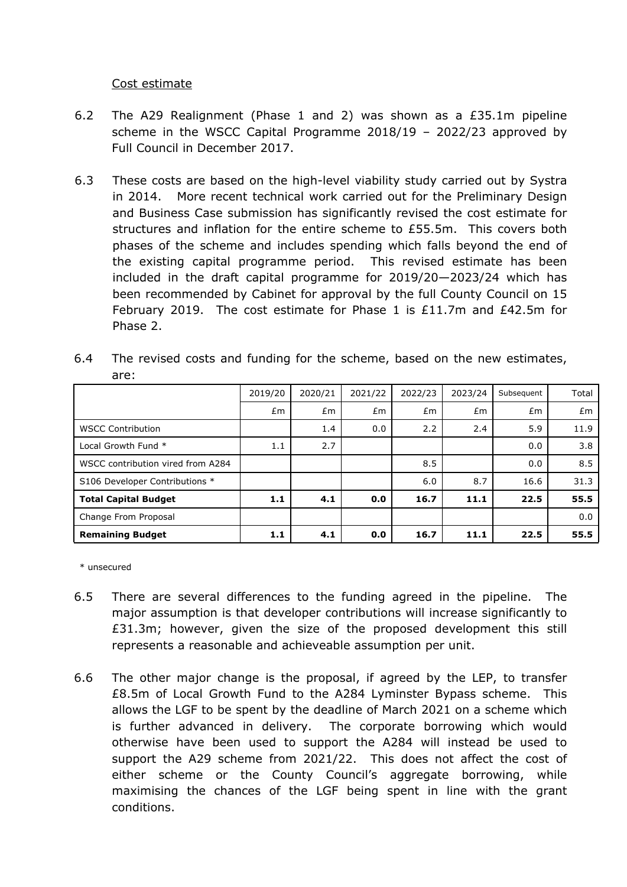Cost estimate

6.2 The A29 Realignment (Phase 1 and 2) was shown as a £35.1m pipeline scheme in the WSCC Capital Programme 2018/19 – 2022/23 approved by Full Council in December 2017.

6.3 These costs are based on the high-level viability study carried out by Systra in 2014. More recent technical work carried out for the Preliminary Design and Business Case submission has significantly revised the cost estimate for structures and inflation for the entire scheme to £55.5m. This covers both phases of the scheme and includes spending which falls beyond the end of the existing capital programme period. This revised estimate has been included in the draft capital programme for 2019/20—2023/24 which has been recommended by Cabinet for approval by the full County Council on 15 February 2019. The cost estimate for Phase 1 is £11.7m and £42.5m for Phase 2.

6.4 The revised costs and funding for the scheme, based on the new estimates, are:

| | 2019/20 | 2020/21 | 2021/22 | 2022/23 | 2023/24 | Subsequent | Total |
|---|---|---|---|---|---|---|---|
| | £m | £m | £m | £m | £m | £m | £m |
| WSCC Contribution | | 1.4 | 0.0 | 2.2 | 2.4 | 5.9 | 11.9 |
| Local Growth Fund * | 1.1 | 2.7 | | | | 0.0 | 3.8 |
| WSCC contribution vired from A284 | | | | 8.5 | | 0.0 | 8.5 |
| S106 Developer Contributions * | | | | 6.0 | 8.7 | 16.6 | 31.3 |
| **Total Capital Budget** | **1.1** | **4.1** | **0.0** | **16.7** | **11.1** | **22.5** | **55.5** |
| Change From Proposal | | | | | | | 0.0 |
| **Remaining Budget** | **1.1** | **4.1** | **0.0** | **16.7** | **11.1** | **22.5** | **55.5** |

\* unsecured

6.5 There are several differences to the funding agreed in the pipeline. The major assumption is that developer contributions will increase significantly to £31.3m; however, given the size of the proposed development this still represents a reasonable and achieveable assumption per unit.

6.6 The other major change is the proposal, if agreed by the LEP, to transfer £8.5m of Local Growth Fund to the A284 Lyminster Bypass scheme. This allows the LGF to be spent by the deadline of March 2021 on a scheme which is further advanced in delivery. The corporate borrowing which would otherwise have been used to support the A284 will instead be used to support the A29 scheme from 2021/22. This does not affect the cost of either scheme or the County Council's aggregate borrowing, while maximising the chances of the LGF being spent in line with the grant conditions.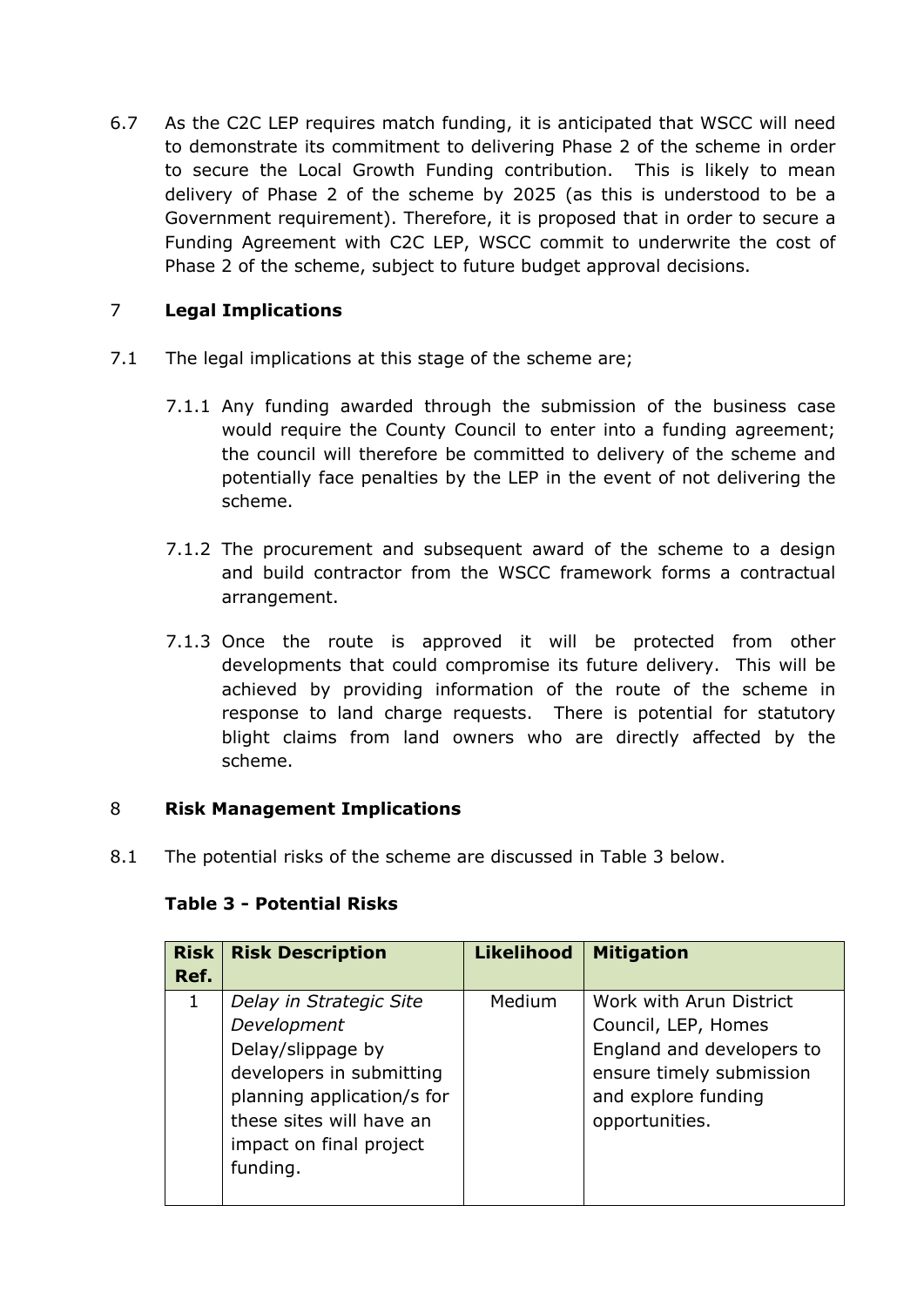6.7 As the C2C LEP requires match funding, it is anticipated that WSCC will need to demonstrate its commitment to delivering Phase 2 of the scheme in order to secure the Local Growth Funding contribution. This is likely to mean delivery of Phase 2 of the scheme by 2025 (as this is understood to be a Government requirement). Therefore, it is proposed that in order to secure a Funding Agreement with C2C LEP, WSCC commit to underwrite the cost of Phase 2 of the scheme, subject to future budget approval decisions.

## 7 Legal Implications

7.1 The legal implications at this stage of the scheme are;

7.1.1 Any funding awarded through the submission of the business case would require the County Council to enter into a funding agreement; the council will therefore be committed to delivery of the scheme and potentially face penalties by the LEP in the event of not delivering the scheme.

7.1.2 The procurement and subsequent award of the scheme to a design and build contractor from the WSCC framework forms a contractual arrangement.

7.1.3 Once the route is approved it will be protected from other developments that could compromise its future delivery. This will be achieved by providing information of the route of the scheme in response to land charge requests. There is potential for statutory blight claims from land owners who are directly affected by the scheme.

## 8 Risk Management Implications

8.1 The potential risks of the scheme are discussed in Table 3 below.

**Table 3 - Potential Risks**

| Risk Ref. | Risk Description | Likelihood | Mitigation |
|---|---|---|---|
| 1 | *Delay in Strategic Site Development* Delay/slippage by developers in submitting planning application/s for these sites will have an impact on final project funding. | Medium | Work with Arun District Council, LEP, Homes England and developers to ensure timely submission and explore funding opportunities. |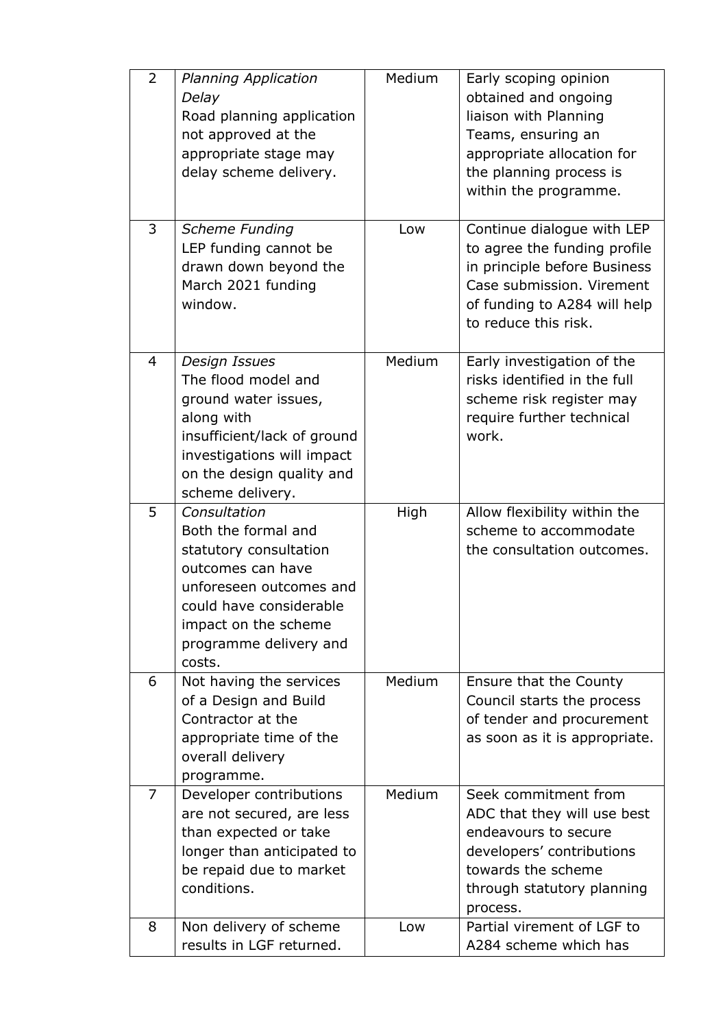| 2 | *Planning Application Delay* Road planning application not approved at the appropriate stage may delay scheme delivery. | Medium | Early scoping opinion obtained and ongoing liaison with Planning Teams, ensuring an appropriate allocation for the planning process is within the programme. |
|---|---|---|---|
| 3 | *Scheme Funding* LEP funding cannot be drawn down beyond the March 2021 funding window. | Low | Continue dialogue with LEP to agree the funding profile in principle before Business Case submission. Virement of funding to A284 will help to reduce this risk. |
| 4 | *Design Issues* The flood model and ground water issues, along with insufficient/lack of ground investigations will impact on the design quality and scheme delivery. | Medium | Early investigation of the risks identified in the full scheme risk register may require further technical work. |
| 5 | *Consultation* Both the formal and statutory consultation outcomes can have unforeseen outcomes and could have considerable impact on the scheme programme delivery and costs. | High | Allow flexibility within the scheme to accommodate the consultation outcomes. |
| 6 | Not having the services of a Design and Build Contractor at the appropriate time of the overall delivery programme. | Medium | Ensure that the County Council starts the process of tender and procurement as soon as it is appropriate. |
| 7 | Developer contributions are not secured, are less than expected or take longer than anticipated to be repaid due to market conditions. | Medium | Seek commitment from ADC that they will use best endeavours to secure developers' contributions towards the scheme through statutory planning process. |
| 8 | Non delivery of scheme results in LGF returned. | Low | Partial virement of LGF to A284 scheme which has |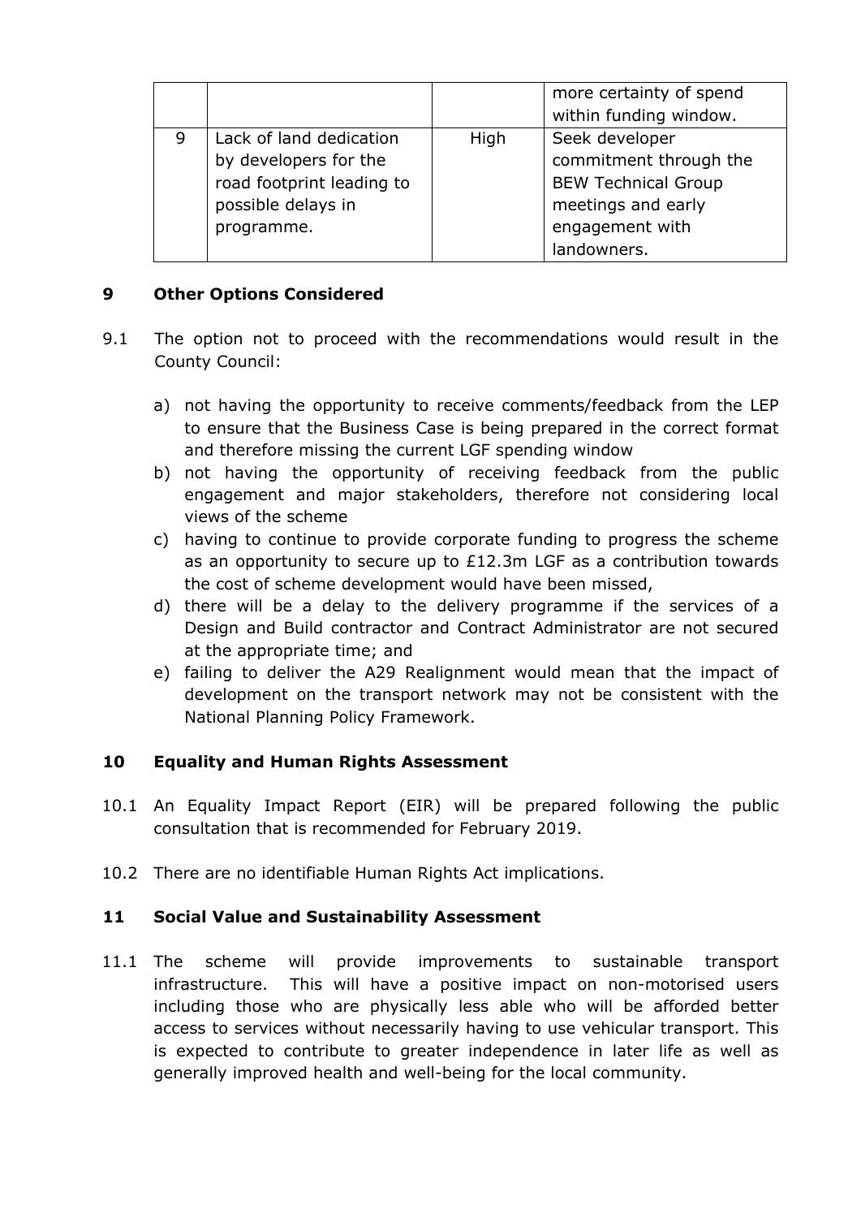| | | | |
|---|---|---|---|
| | | | more certainty of spend within funding window. |
| 9 | Lack of land dedication by developers for the road footprint leading to possible delays in programme. | High | Seek developer commitment through the BEW Technical Group meetings and early engagement with landowners. |

## 9 Other Options Considered

9.1 The option not to proceed with the recommendations would result in the County Council:

a) not having the opportunity to receive comments/feedback from the LEP to ensure that the Business Case is being prepared in the correct format and therefore missing the current LGF spending window
b) not having the opportunity of receiving feedback from the public engagement and major stakeholders, therefore not considering local views of the scheme
c) having to continue to provide corporate funding to progress the scheme as an opportunity to secure up to £12.3m LGF as a contribution towards the cost of scheme development would have been missed,
d) there will be a delay to the delivery programme if the services of a Design and Build contractor and Contract Administrator are not secured at the appropriate time; and
e) failing to deliver the A29 Realignment would mean that the impact of development on the transport network may not be consistent with the National Planning Policy Framework.

## 10 Equality and Human Rights Assessment

10.1 An Equality Impact Report (EIR) will be prepared following the public consultation that is recommended for February 2019.

10.2 There are no identifiable Human Rights Act implications.

## 11 Social Value and Sustainability Assessment

11.1 The scheme will provide improvements to sustainable transport infrastructure. This will have a positive impact on non-motorised users including those who are physically less able who will be afforded better access to services without necessarily having to use vehicular transport. This is expected to contribute to greater independence in later life as well as generally improved health and well-being for the local community.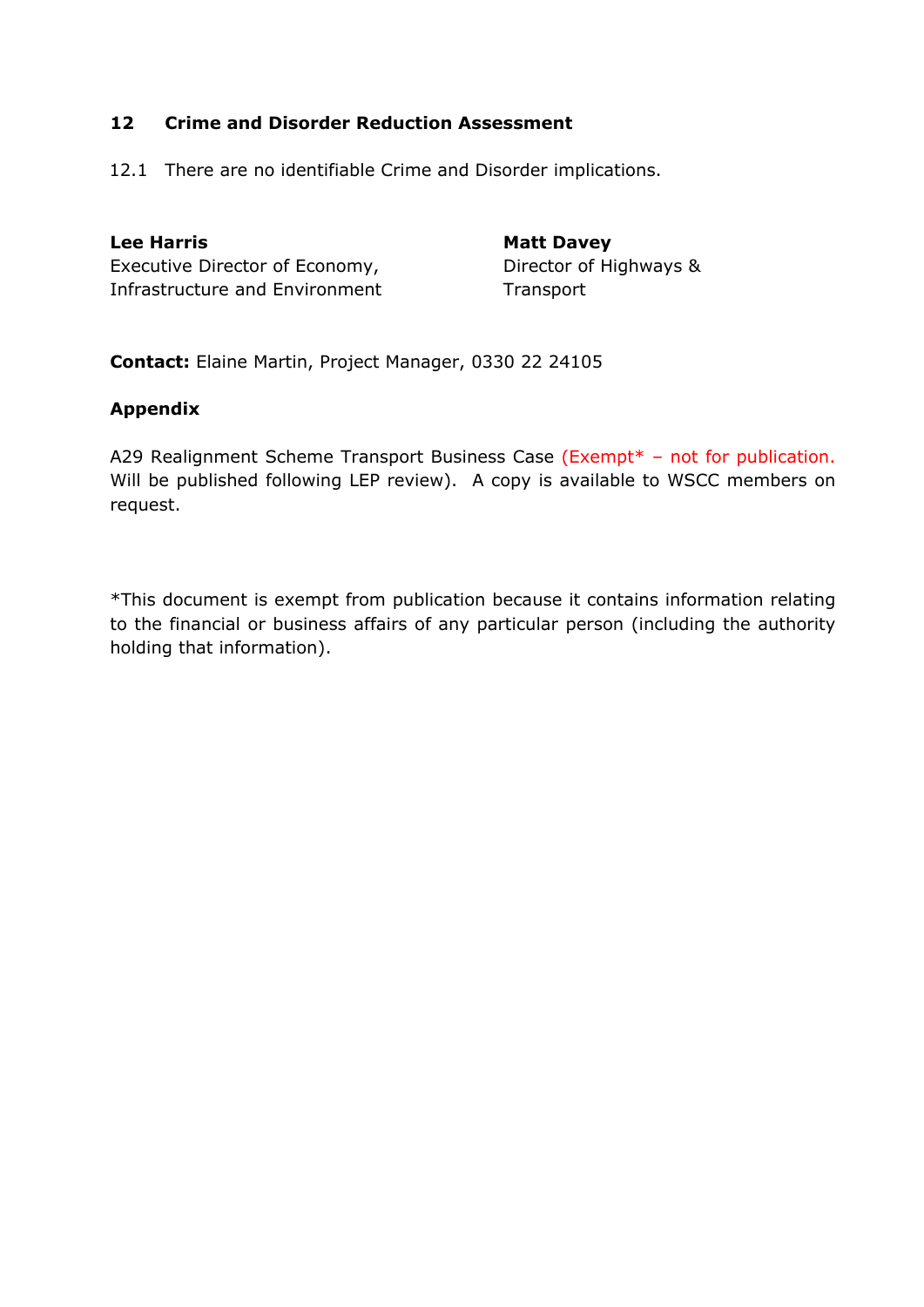## 12 Crime and Disorder Reduction Assessment

12.1 There are no identifiable Crime and Disorder implications.

**Lee Harris**
Executive Director of Economy, Infrastructure and Environment

**Matt Davey**
Director of Highways & Transport

**Contact:** Elaine Martin, Project Manager, 0330 22 24105

**Appendix**

A29 Realignment Scheme Transport Business Case (Exempt* – not for publication. Will be published following LEP review). A copy is available to WSCC members on request.

*This document is exempt from publication because it contains information relating to the financial or business affairs of any particular person (including the authority holding that information).